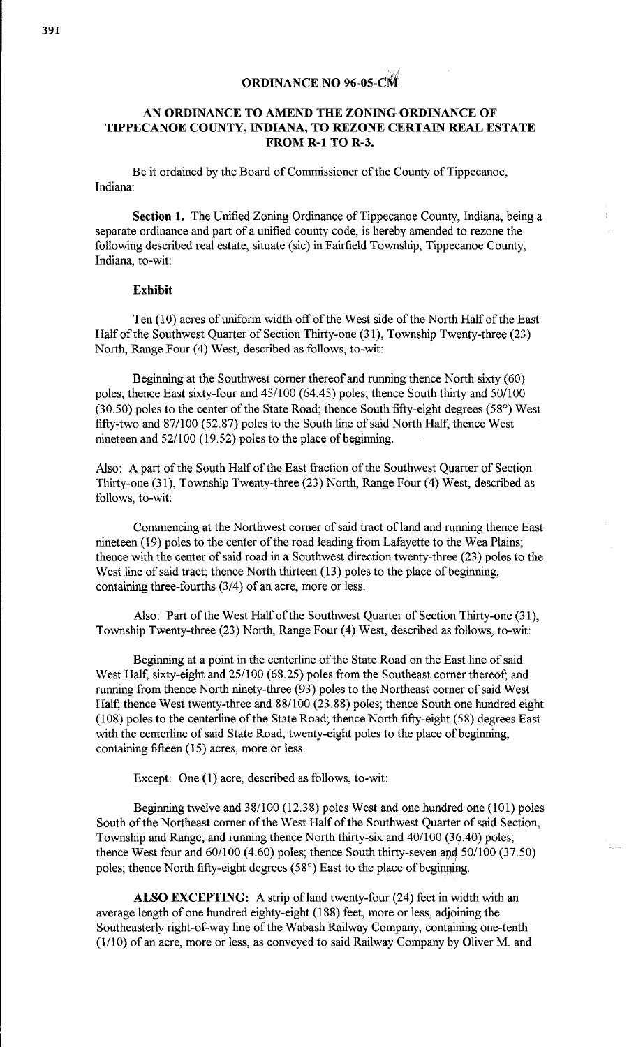**ORDINANCE NO 96-05-CM**

**AN ORDINANCE TO AMEND THE ZONING ORDINANCE OF TIPPECANOE COUNTY, INDIANA, TO REZONE CERTAIN REAL ESTATE FROM R-1 TO R-3.**

Be it ordained by the Board of Commissioner of the County of Tippecanoe, Indiana:

**Section 1.** The Unified Zoning Ordinance of Tippecanoe County, Indiana, being a separate ordinance and part of a unified county code, is hereby amended to rezone the following described real estate, situate (sic) in Fairfield Township, Tippecanoe County, Indiana, to-wit:

**Exhibit**

Ten (10) acres of uniform width off of the West side of the North Half of the East Half of the Southwest Quarter of Section Thirty-one (31), Township Twenty-three (23) North, Range Four (4) West, described as follows, to-wit:

Beginning at the Southwest corner thereof and running thence North sixty (60) poles; thence East sixty-four and 45/100 (64.45) poles; thence South thirty and 50/100 (30.50) poles to the center of the State Road; thence South fifty-eight degrees (58°) West fifty-two and 87/100 (52.87) poles to the South line of said North Half; thence West nineteen and 52/100 (19.52) poles to the place of beginning.

Also: A part of the South Half of the East fraction of the Southwest Quarter of Section Thirty-one (31), Township Twenty-three (23) North, Range Four (4) West, described as follows, to-wit:

Commencing at the Northwest corner of said tract of land and running thence East nineteen (19) poles to the center of the road leading from Lafayette to the Wea Plains; thence with the center of said road in a Southwest direction twenty-three (23) poles to the West line of said tract; thence North thirteen (13) poles to the place of beginning, containing three-fourths (3/4) of an acre, more or less.

Also: Part of the West Half of the Southwest Quarter of Section Thirty-one (31), Township Twenty-three (23) North, Range Four (4) West, described as follows, to-wit:

Beginning at a point in the centerline of the State Road on the East line of said West Half, sixty-eight and 25/100 (68.25) poles from the Southeast corner thereof; and running from thence North ninety-three (93) poles to the Northeast corner of said West Half; thence West twenty-three and 88/100 (23.88) poles; thence South one hundred eight (108) poles to the centerline of the State Road; thence North fifty-eight (58) degrees East with the centerline of said State Road, twenty-eight poles to the place of beginning, containing fifteen (15) acres, more or less.

Except: One (1) acre, described as follows, to-wit:

Beginning twelve and 38/100 (12.38) poles West and one hundred one (101) poles South of the Northeast corner of the West Half of the Southwest Quarter of said Section, Township and Range; and running thence North thirty-six and 40/100 (36.40) poles; thence West four and 60/100 (4.60) poles; thence South thirty-seven and 50/100 (37.50) poles; thence North fifty-eight degrees (58°) East to the place of beginning.

**ALSO EXCEPTING:** A strip of land twenty-four (24) feet in width with an average length of one hundred eighty-eight (188) feet, more or less, adjoining the Southeasterly right-of-way line of the Wabash Railway Company, containing one-tenth (1/10) of an acre, more or less, as conveyed to said Railway Company by Oliver M. and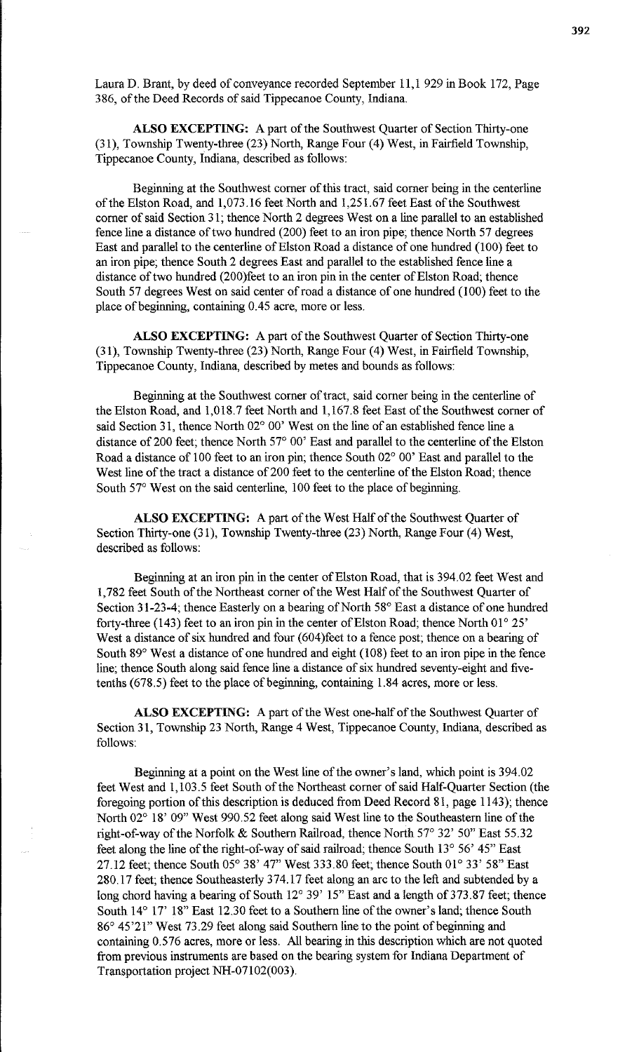Laura D. Brant, by deed of conveyance recorded September 11,1 929 in Book 172, Page 386, of the Deed Records of said Tippecanoe County, Indiana.

**ALSO EXCEPTING:** A part of the Southwest Quarter of Section Thirty-one (31), Township Twenty-three (23) North, Range Four (4) West, in Fairfield Township, Tippecanoe County, Indiana, described as follows:

Beginning at the Southwest corner of this tract, said corner being in the centerline of the Elston Road, and 1,073.16 feet North and 1,251.67 feet East of the Southwest corner of said Section 31; thence North 2 degrees West on a line parallel to an established fence line a distance of two hundred (200) feet to an iron pipe; thence North 57 degrees East and parallel to the centerline of Elston Road a distance of one hundred (100) feet to an iron pipe; thence South 2 degrees East and parallel to the established fence line a distance of two hundred (200)feet to an iron pin in the center of Elston Road; thence South 57 degrees West on said center of road a distance of one hundred (100) feet to the place of beginning, containing 0.45 acre, more or less.

**ALSO EXCEPTING:** A part of the Southwest Quarter of Section Thirty-one (31), Township Twenty-three (23) North, Range Four (4) West, in Fairfield Township, Tippecanoe County, Indiana, described by metes and bounds as follows:

Beginning at the Southwest corner of tract, said corner being in the centerline of the Elston Road, and 1,018.7 feet North and 1,167.8 feet East of the Southwest corner of said Section 31, thence North 02° 00' West on the line of an established fence line a distance of 200 feet; thence North 57° 00' East and parallel to the centerline of the Elston Road a distance of 100 feet to an iron pin; thence South 02° 00' East and parallel to the West line of the tract a distance of 200 feet to the centerline of the Elston Road; thence South 57° West on the said centerline, 100 feet to the place of beginning.

**ALSO EXCEPTING:** A part of the West Half of the Southwest Quarter of Section Thirty-one (31), Township Twenty-three (23) North, Range Four (4) West, described as follows:

Beginning at an iron pin in the center of Elston Road, that is 394.02 feet West and 1,782 feet South of the Northeast corner of the West Half of the Southwest Quarter of Section 31-23-4; thence Easterly on a bearing of North 58° East a distance of one hundred forty-three (143) feet to an iron pin in the center of Elston Road; thence North 01° 25' West a distance of six hundred and four (604)feet to a fence post; thence on a bearing of South 89° West a distance of one hundred and eight (108) feet to an iron pipe in the fence line; thence South along said fence line a distance of six hundred seventy-eight and five-tenths (678.5) feet to the place of beginning, containing 1.84 acres, more or less.

**ALSO EXCEPTING:** A part of the West one-half of the Southwest Quarter of Section 31, Township 23 North, Range 4 West, Tippecanoe County, Indiana, described as follows:

Beginning at a point on the West line of the owner's land, which point is 394.02 feet West and 1,103.5 feet South of the Northeast corner of said Half-Quarter Section (the foregoing portion of this description is deduced from Deed Record 81, page 1143); thence North 02° 18' 09" West 990.52 feet along said West line to the Southeastern line of the right-of-way of the Norfolk & Southern Railroad, thence North 57° 32' 50" East 55.32 feet along the line of the right-of-way of said railroad; thence South 13° 56' 45" East 27.12 feet; thence South 05° 38' 47" West 333.80 feet; thence South 01° 33' 58" East 280.17 feet; thence Southeasterly 374.17 feet along an arc to the left and subtended by a long chord having a bearing of South 12° 39' 15" East and a length of 373.87 feet; thence South 14° 17' 18" East 12.30 feet to a Southern line of the owner's land; thence South 86° 45'21" West 73.29 feet along said Southern line to the point of beginning and containing 0.576 acres, more or less. All bearing in this description which are not quoted from previous instruments are based on the bearing system for Indiana Department of Transportation project NH-07102(003).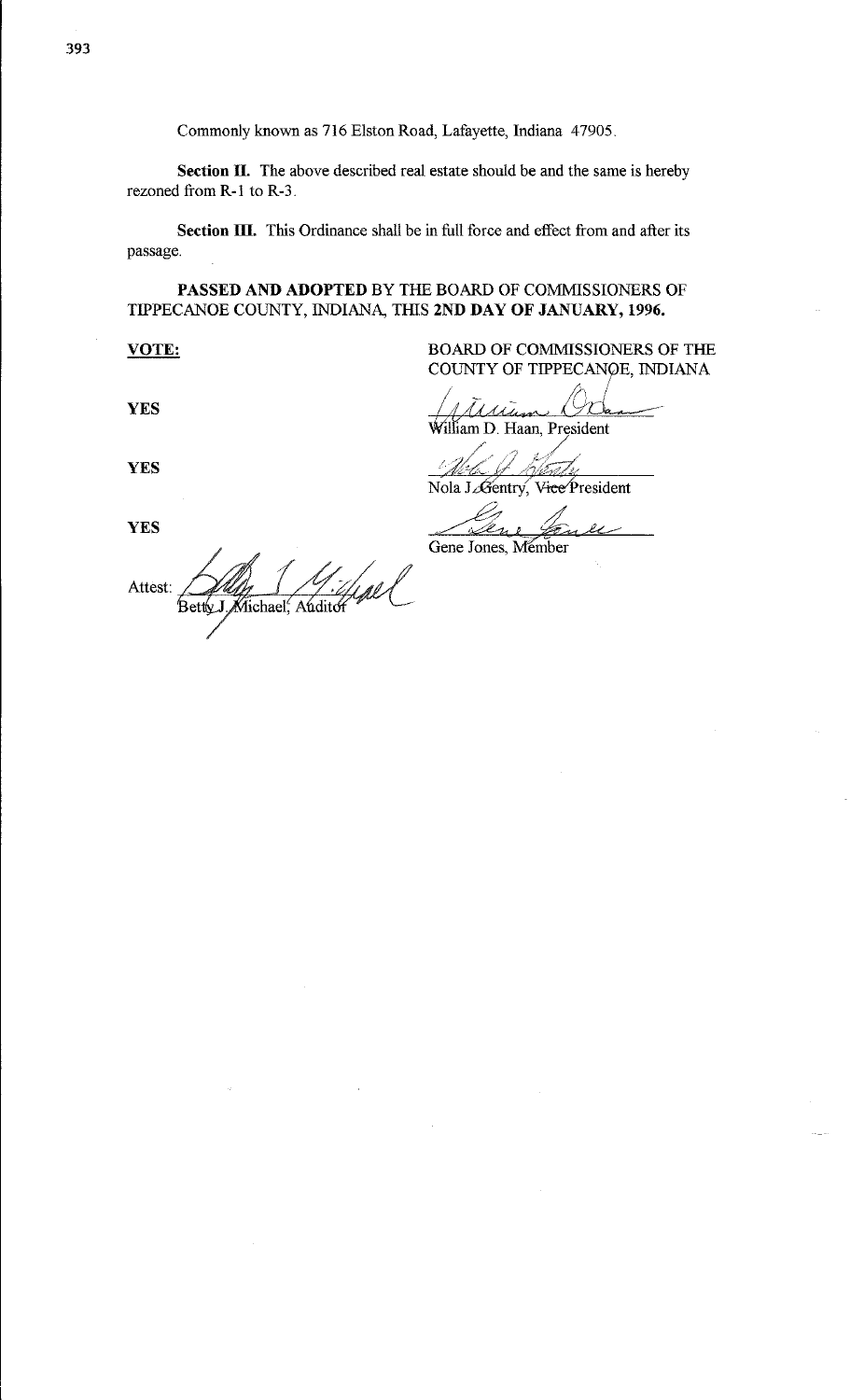Commonly known as 716 Elston Road, Lafayette, Indiana 47905.

**Section II.** The above described real estate should be and the same is hereby rezoned from R-1 to R-3.

**Section III.** This Ordinance shall be in full force and effect from and after its passage.

**PASSED AND ADOPTED** BY THE BOARD OF COMMISSIONERS OF TIPPECANOE COUNTY, INDIANA, THIS **2ND DAY OF JANUARY, 1996.**

**VOTE:**

BOARD OF COMMISSIONERS OF THE COUNTY OF TIPPECANOE, INDIANA

**YES**

William D. Haan, President

**YES**

Nola J. Gentry, Vice President

**YES**

Gene Jones, Member

Attest:

Betty J. Michael, Auditor